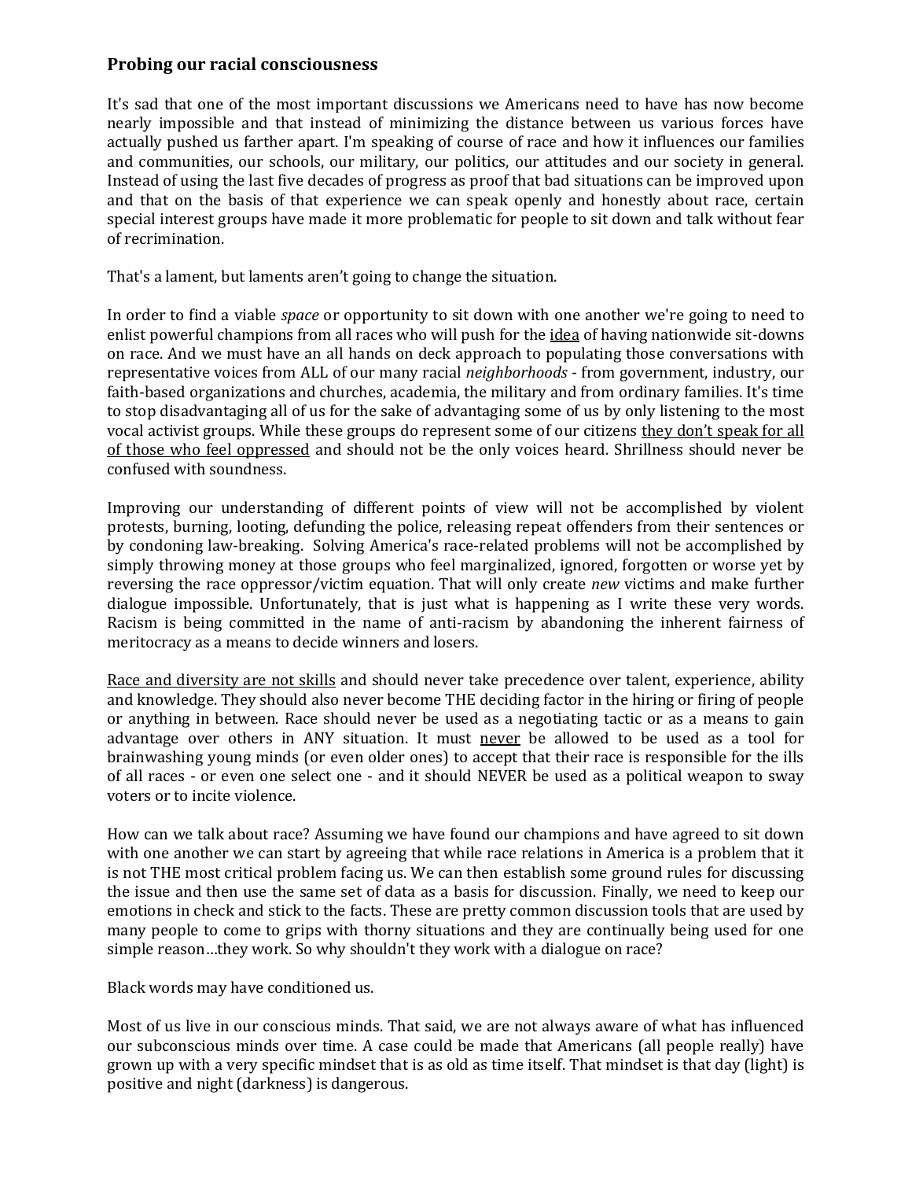### **Probing our racial consciousness**

It's sad that one of the most important discussions we Americans need to have has now become nearly impossible and that instead of minimizing the distance between us various forces have actually pushed us farther apart. I'm speaking of course of race and how it influences our families and communities, our schools, our military, our politics, our attitudes and our society in general. Instead of using the last five decades of progress as proof that bad situations can be improved upon and that on the basis of that experience we can speak openly and honestly about race, certain special interest groups have made it more problematic for people to sit down and talk without fear of recrimination.

That's a lament, but laments aren't going to change the situation.

In order to find a viable *space* or opportunity to sit down with one another we're going to need to enlist powerful champions from all races who will push for the <u>idea</u> of having nationwide sit-downs on race. And we must have an all hands on deck approach to populating those conversations with representative voices from ALL of our many racial *neighborhoods* - from government, industry, our faith-based organizations and churches, academia, the military and from ordinary families. It's time to stop disadvantaging all of us for the sake of advantaging some of us by only listening to the most vocal activist groups. While these groups do represent some of our citizens <u>they don't speak for all of those who feel oppressed</u> and should not be the only voices heard. Shrillness should never be confused with soundness.

Improving our understanding of different points of view will not be accomplished by violent protests, burning, looting, defunding the police, releasing repeat offenders from their sentences or by condoning law-breaking. Solving America's race-related problems will not be accomplished by simply throwing money at those groups who feel marginalized, ignored, forgotten or worse yet by reversing the race oppressor/victim equation. That will only create *new* victims and make further dialogue impossible. Unfortunately, that is just what is happening as I write these very words. Racism is being committed in the name of anti-racism by abandoning the inherent fairness of meritocracy as a means to decide winners and losers.

<u>Race and diversity are not skills</u> and should never take precedence over talent, experience, ability and knowledge. They should also never become THE deciding factor in the hiring or firing of people or anything in between. Race should never be used as a negotiating tactic or as a means to gain advantage over others in ANY situation. It must <u>never</u> be allowed to be used as a tool for brainwashing young minds (or even older ones) to accept that their race is responsible for the ills of all races - or even one select one - and it should NEVER be used as a political weapon to sway voters or to incite violence.

How can we talk about race? Assuming we have found our champions and have agreed to sit down with one another we can start by agreeing that while race relations in America is a problem that it is not THE most critical problem facing us. We can then establish some ground rules for discussing the issue and then use the same set of data as a basis for discussion. Finally, we need to keep our emotions in check and stick to the facts. These are pretty common discussion tools that are used by many people to come to grips with thorny situations and they are continually being used for one simple reason…they work. So why shouldn't they work with a dialogue on race?

Black words may have conditioned us.

Most of us live in our conscious minds. That said, we are not always aware of what has influenced our subconscious minds over time. A case could be made that Americans (all people really) have grown up with a very specific mindset that is as old as time itself. That mindset is that day (light) is positive and night (darkness) is dangerous.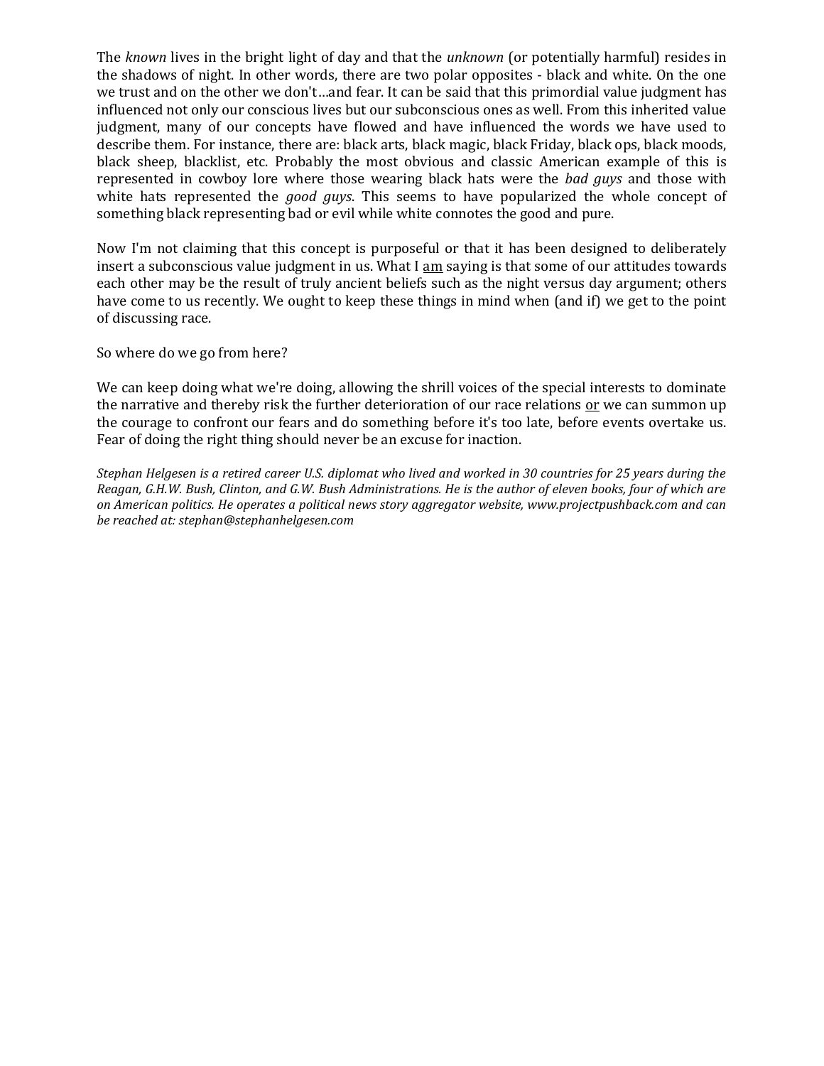The *known* lives in the bright light of day and that the *unknown* (or potentially harmful) resides in the shadows of night. In other words, there are two polar opposites - black and white. On the one we trust and on the other we don't…and fear. It can be said that this primordial value judgment has influenced not only our conscious lives but our subconscious ones as well. From this inherited value judgment, many of our concepts have flowed and have influenced the words we have used to describe them. For instance, there are: black arts, black magic, black Friday, black ops, black moods, black sheep, blacklist, etc. Probably the most obvious and classic American example of this is represented in cowboy lore where those wearing black hats were the *bad guys* and those with white hats represented the *good guys*. This seems to have popularized the whole concept of something black representing bad or evil while white connotes the good and pure.

Now I'm not claiming that this concept is purposeful or that it has been designed to deliberately insert a subconscious value judgment in us. What I <u>am</u> saying is that some of our attitudes towards each other may be the result of truly ancient beliefs such as the night versus day argument; others have come to us recently. We ought to keep these things in mind when (and if) we get to the point of discussing race.

So where do we go from here?

We can keep doing what we're doing, allowing the shrill voices of the special interests to dominate the narrative and thereby risk the further deterioration of our race relations <u>or</u> we can summon up the courage to confront our fears and do something before it's too late, before events overtake us. Fear of doing the right thing should never be an excuse for inaction.

*Stephan Helgesen is a retired career U.S. diplomat who lived and worked in 30 countries for 25 years during the Reagan, G.H.W. Bush, Clinton, and G.W. Bush Administrations. He is the author of eleven books, four of which are on American politics. He operates a political news story aggregator website, www.projectpushback.com and can be reached at: stephan@stephanhelgesen.com*